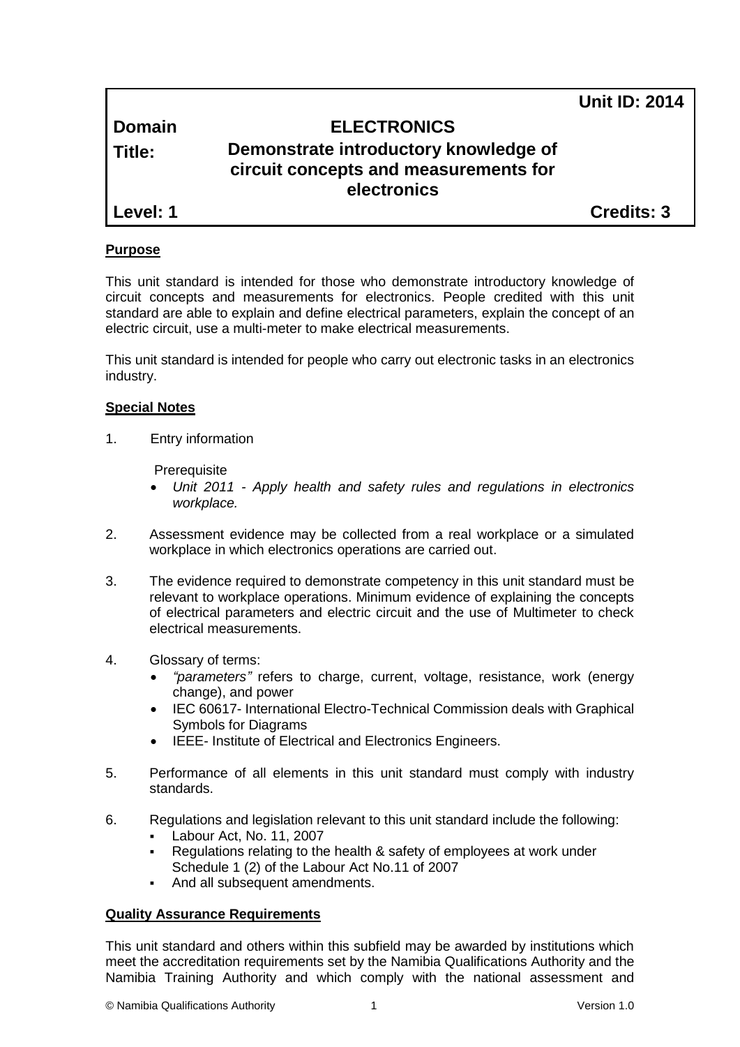**Unit ID: 2014**

| | | |
|---|---|---|
| **Domain** | **ELECTRONICS** | |
| **Title:** | **Demonstrate introductory knowledge of circuit concepts and measurements for electronics** | |
| **Level: 1** | | **Credits: 3** |

## Purpose

This unit standard is intended for those who demonstrate introductory knowledge of circuit concepts and measurements for electronics. People credited with this unit standard are able to explain and define electrical parameters, explain the concept of an electric circuit, use a multi-meter to make electrical measurements.

This unit standard is intended for people who carry out electronic tasks in an electronics industry.

## Special Notes

1. Entry information

   Prerequisite

   - *Unit 2011 - Apply health and safety rules and regulations in electronics workplace.*

2. Assessment evidence may be collected from a real workplace or a simulated workplace in which electronics operations are carried out.

3. The evidence required to demonstrate competency in this unit standard must be relevant to workplace operations. Minimum evidence of explaining the concepts of electrical parameters and electric circuit and the use of Multimeter to check electrical measurements.

4. Glossary of terms:
   - *"parameters"* refers to charge, current, voltage, resistance, work (energy change), and power
   - IEC 60617- International Electro-Technical Commission deals with Graphical Symbols for Diagrams
   - IEEE- Institute of Electrical and Electronics Engineers.

5. Performance of all elements in this unit standard must comply with industry standards.

6. Regulations and legislation relevant to this unit standard include the following:
   - Labour Act, No. 11, 2007
   - Regulations relating to the health & safety of employees at work under Schedule 1 (2) of the Labour Act No.11 of 2007
   - And all subsequent amendments.

## Quality Assurance Requirements

This unit standard and others within this subfield may be awarded by institutions which meet the accreditation requirements set by the Namibia Qualifications Authority and the Namibia Training Authority and which comply with the national assessment and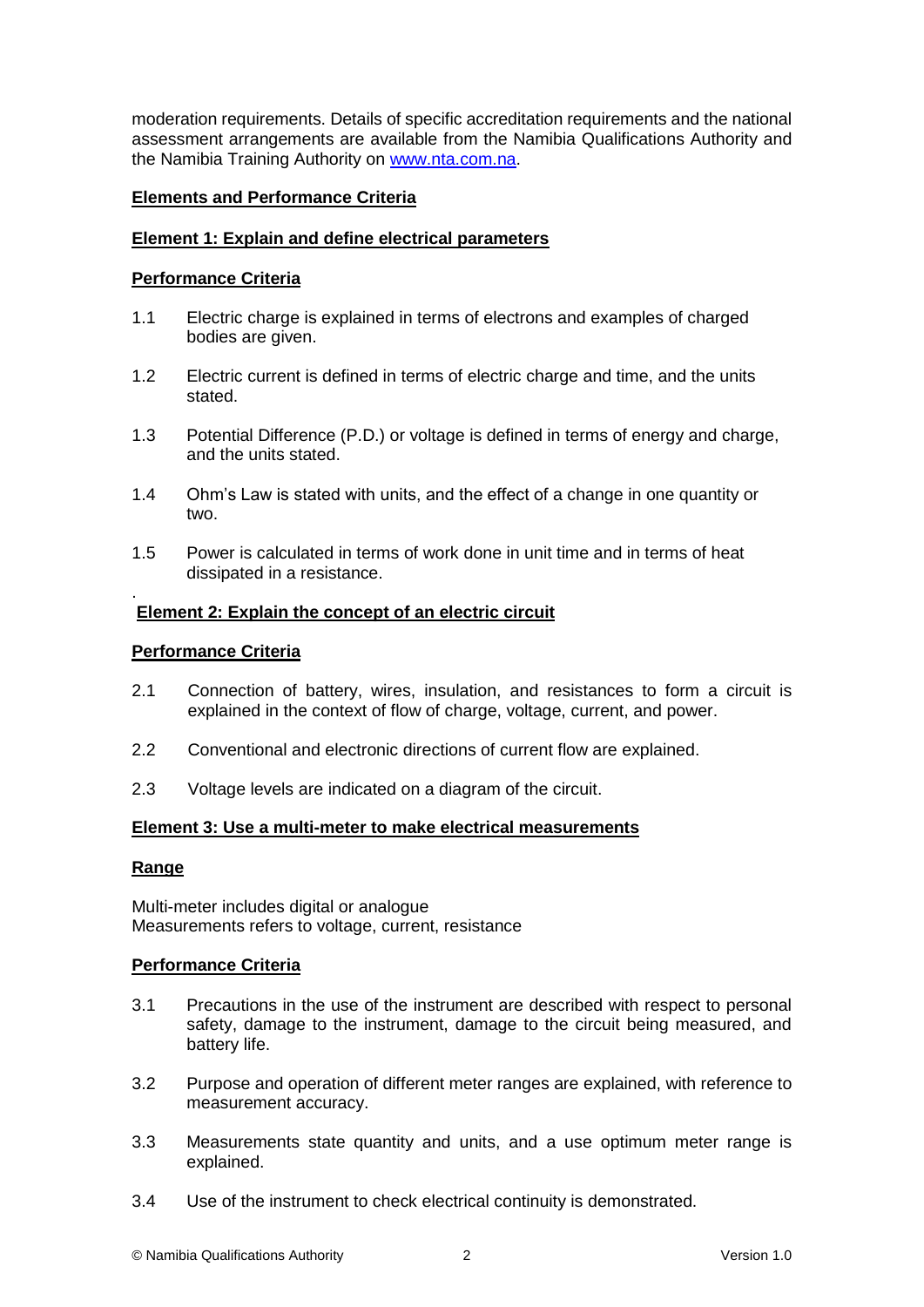moderation requirements. Details of specific accreditation requirements and the national assessment arrangements are available from the Namibia Qualifications Authority and the Namibia Training Authority on [www.nta.com.na](http://www.nta.com.na).

## Elements and Performance Criteria

### Element 1: Explain and define electrical parameters

**Performance Criteria**

1.1 Electric charge is explained in terms of electrons and examples of charged bodies are given.

1.2 Electric current is defined in terms of electric charge and time, and the units stated.

1.3 Potential Difference (P.D.) or voltage is defined in terms of energy and charge, and the units stated.

1.4 Ohm's Law is stated with units, and the effect of a change in one quantity or two.

1.5 Power is calculated in terms of work done in unit time and in terms of heat dissipated in a resistance.

### Element 2: Explain the concept of an electric circuit

**Performance Criteria**

2.1 Connection of battery, wires, insulation, and resistances to form a circuit is explained in the context of flow of charge, voltage, current, and power.

2.2 Conventional and electronic directions of current flow are explained.

2.3 Voltage levels are indicated on a diagram of the circuit.

### Element 3: Use a multi-meter to make electrical measurements

**Range**

Multi-meter includes digital or analogue
Measurements refers to voltage, current, resistance

**Performance Criteria**

3.1 Precautions in the use of the instrument are described with respect to personal safety, damage to the instrument, damage to the circuit being measured, and battery life.

3.2 Purpose and operation of different meter ranges are explained, with reference to measurement accuracy.

3.3 Measurements state quantity and units, and a use optimum meter range is explained.

3.4 Use of the instrument to check electrical continuity is demonstrated.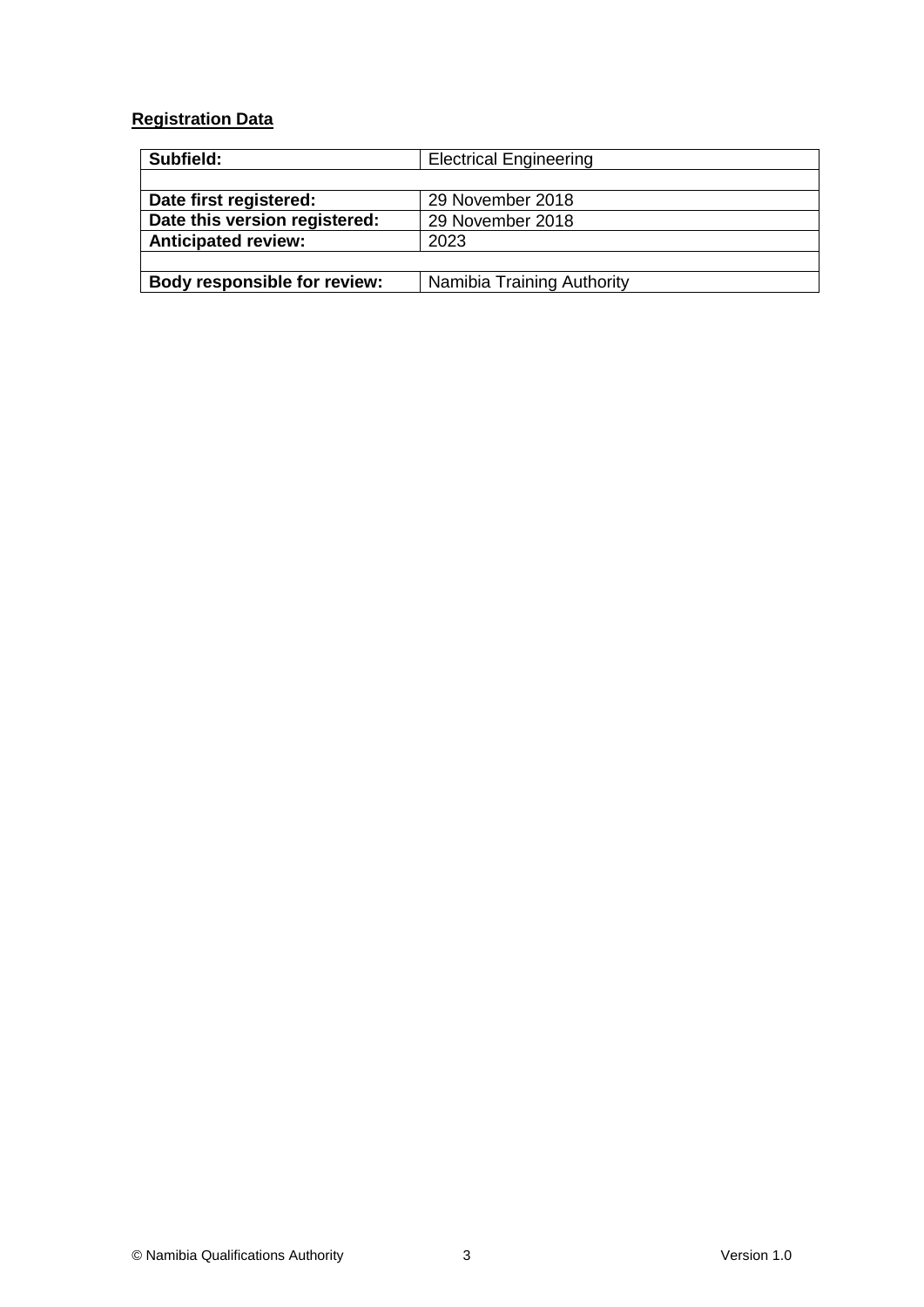**Registration Data**

| | |
|---|---|
| **Subfield:** | Electrical Engineering |
| | |
| **Date first registered:** | 29 November 2018 |
| **Date this version registered:** | 29 November 2018 |
| **Anticipated review:** | 2023 |
| | |
| **Body responsible for review:** | Namibia Training Authority |